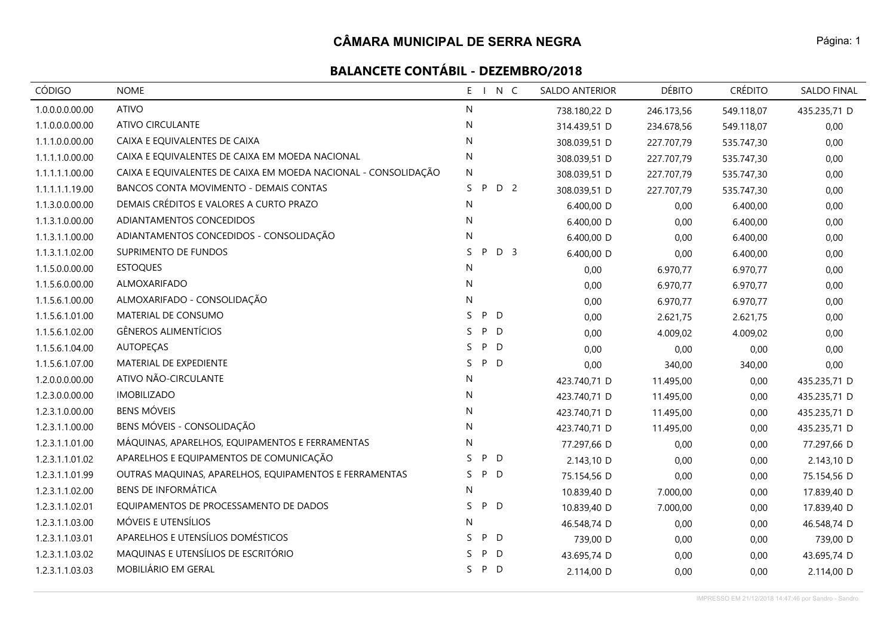# CÂMARA MUNICIPAL DE SERRA NEGRA

## BALANCETE CONTÁBIL - DEZEMBRO/2018

| CÓDIGO | NOME | E | I | N | C | SALDO ANTERIOR | DÉBITO | CRÉDITO | SALDO FINAL |
|---|---|---|---|---|---|---|---|---|---|
| 1.0.0.0.0.00.00 | ATIVO | N | | | | 738.180,22 D | 246.173,56 | 549.118,07 | 435.235,71 D |
| 1.1.0.0.0.00.00 | ATIVO CIRCULANTE | N | | | | 314.439,51 D | 234.678,56 | 549.118,07 | 0,00 |
| 1.1.1.0.0.00.00 | CAIXA E EQUIVALENTES DE CAIXA | N | | | | 308.039,51 D | 227.707,79 | 535.747,30 | 0,00 |
| 1.1.1.1.0.00.00 | CAIXA E EQUIVALENTES DE CAIXA EM MOEDA NACIONAL | N | | | | 308.039,51 D | 227.707,79 | 535.747,30 | 0,00 |
| 1.1.1.1.1.00.00 | CAIXA E EQUIVALENTES DE CAIXA EM MOEDA NACIONAL - CONSOLIDAÇÃO | N | | | | 308.039,51 D | 227.707,79 | 535.747,30 | 0,00 |
| 1.1.1.1.1.19.00 | BANCOS CONTA MOVIMENTO - DEMAIS CONTAS | S | P | D | 2 | 308.039,51 D | 227.707,79 | 535.747,30 | 0,00 |
| 1.1.3.0.0.00.00 | DEMAIS CRÉDITOS E VALORES A CURTO PRAZO | N | | | | 6.400,00 D | 0,00 | 6.400,00 | 0,00 |
| 1.1.3.1.0.00.00 | ADIANTAMENTOS CONCEDIDOS | N | | | | 6.400,00 D | 0,00 | 6.400,00 | 0,00 |
| 1.1.3.1.1.00.00 | ADIANTAMENTOS CONCEDIDOS - CONSOLIDAÇÃO | N | | | | 6.400,00 D | 0,00 | 6.400,00 | 0,00 |
| 1.1.3.1.1.02.00 | SUPRIMENTO DE FUNDOS | S | P | D | 3 | 6.400,00 D | 0,00 | 6.400,00 | 0,00 |
| 1.1.5.0.0.00.00 | ESTOQUES | N | | | | 0,00 | 6.970,77 | 6.970,77 | 0,00 |
| 1.1.5.6.0.00.00 | ALMOXARIFADO | N | | | | 0,00 | 6.970,77 | 6.970,77 | 0,00 |
| 1.1.5.6.1.00.00 | ALMOXARIFADO - CONSOLIDAÇÃO | N | | | | 0,00 | 6.970,77 | 6.970,77 | 0,00 |
| 1.1.5.6.1.01.00 | MATERIAL DE CONSUMO | S | P | D | | 0,00 | 2.621,75 | 2.621,75 | 0,00 |
| 1.1.5.6.1.02.00 | GÊNEROS ALIMENTÍCIOS | S | P | D | | 0,00 | 4.009,02 | 4.009,02 | 0,00 |
| 1.1.5.6.1.04.00 | AUTOPEÇAS | S | P | D | | 0,00 | 0,00 | 0,00 | 0,00 |
| 1.1.5.6.1.07.00 | MATERIAL DE EXPEDIENTE | S | P | D | | 0,00 | 340,00 | 340,00 | 0,00 |
| 1.2.0.0.0.00.00 | ATIVO NÃO-CIRCULANTE | N | | | | 423.740,71 D | 11.495,00 | 0,00 | 435.235,71 D |
| 1.2.3.0.0.00.00 | IMOBILIZADO | N | | | | 423.740,71 D | 11.495,00 | 0,00 | 435.235,71 D |
| 1.2.3.1.0.00.00 | BENS MÓVEIS | N | | | | 423.740,71 D | 11.495,00 | 0,00 | 435.235,71 D |
| 1.2.3.1.1.00.00 | BENS MÓVEIS - CONSOLIDAÇÃO | N | | | | 423.740,71 D | 11.495,00 | 0,00 | 435.235,71 D |
| 1.2.3.1.1.01.00 | MÁQUINAS, APARELHOS, EQUIPAMENTOS E FERRAMENTAS | N | | | | 77.297,66 D | 0,00 | 0,00 | 77.297,66 D |
| 1.2.3.1.1.01.02 | APARELHOS E EQUIPAMENTOS DE COMUNICAÇÃO | S | P | D | | 2.143,10 D | 0,00 | 0,00 | 2.143,10 D |
| 1.2.3.1.1.01.99 | OUTRAS MAQUINAS, APARELHOS, EQUIPAMENTOS E FERRAMENTAS | S | P | D | | 75.154,56 D | 0,00 | 0,00 | 75.154,56 D |
| 1.2.3.1.1.02.00 | BENS DE INFORMÁTICA | N | | | | 10.839,40 D | 7.000,00 | 0,00 | 17.839,40 D |
| 1.2.3.1.1.02.01 | EQUIPAMENTOS DE PROCESSAMENTO DE DADOS | S | P | D | | 10.839,40 D | 7.000,00 | 0,00 | 17.839,40 D |
| 1.2.3.1.1.03.00 | MÓVEIS E UTENSÍLIOS | N | | | | 46.548,74 D | 0,00 | 0,00 | 46.548,74 D |
| 1.2.3.1.1.03.01 | APARELHOS E UTENSÍLIOS DOMÉSTICOS | S | P | D | | 739,00 D | 0,00 | 0,00 | 739,00 D |
| 1.2.3.1.1.03.02 | MAQUINAS E UTENSÍLIOS DE ESCRITÓRIO | S | P | D | | 43.695,74 D | 0,00 | 0,00 | 43.695,74 D |
| 1.2.3.1.1.03.03 | MOBILIÁRIO EM GERAL | S | P | D | | 2.114,00 D | 0,00 | 0,00 | 2.114,00 D |

IMPRESSO EM 21/12/2018 14:47:46 por Sandro - Sandro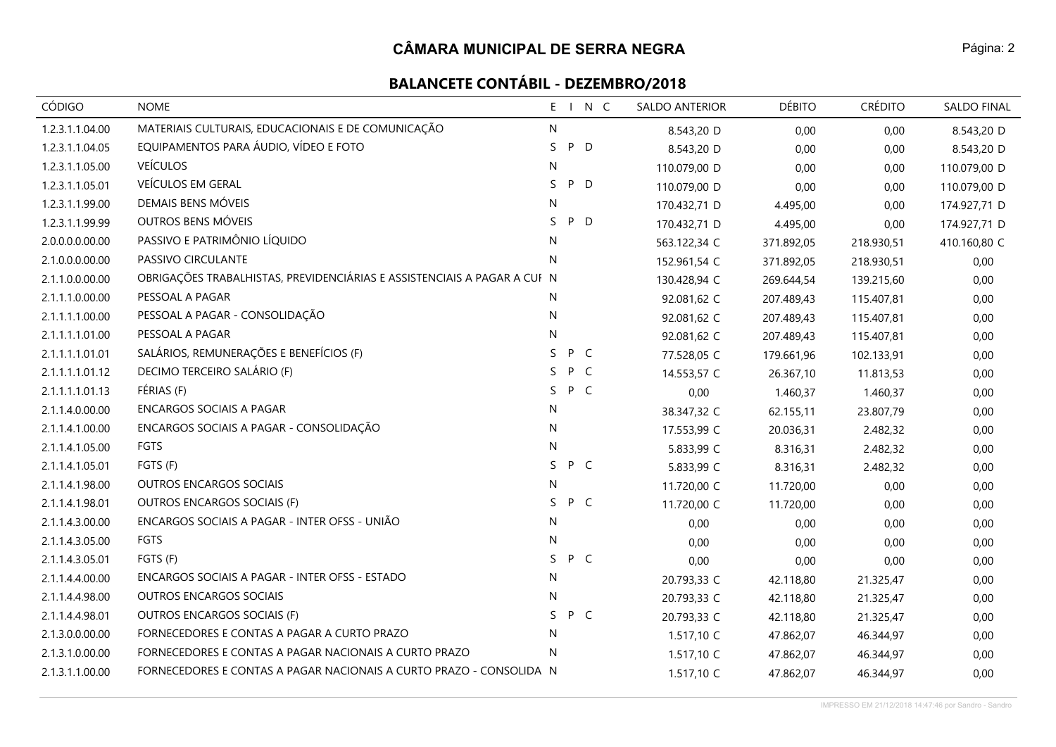# CÂMARA MUNICIPAL DE SERRA NEGRA

## BALANCETE CONTÁBIL - DEZEMBRO/2018

| CÓDIGO | NOME | E | I | N | C | SALDO ANTERIOR | DÉBITO | CRÉDITO | SALDO FINAL |
|---|---|---|---|---|---|---|---|---|---|
| 1.2.3.1.1.04.00 | MATERIAIS CULTURAIS, EDUCACIONAIS E DE COMUNICAÇÃO | N | | | | 8.543,20 D | 0,00 | 0,00 | 8.543,20 D |
| 1.2.3.1.1.04.05 | EQUIPAMENTOS PARA ÁUDIO, VÍDEO E FOTO | S | P | D | | 8.543,20 D | 0,00 | 0,00 | 8.543,20 D |
| 1.2.3.1.1.05.00 | VEÍCULOS | N | | | | 110.079,00 D | 0,00 | 0,00 | 110.079,00 D |
| 1.2.3.1.1.05.01 | VEÍCULOS EM GERAL | S | P | D | | 110.079,00 D | 0,00 | 0,00 | 110.079,00 D |
| 1.2.3.1.1.99.00 | DEMAIS BENS MÓVEIS | N | | | | 170.432,71 D | 4.495,00 | 0,00 | 174.927,71 D |
| 1.2.3.1.1.99.99 | OUTROS BENS MÓVEIS | S | P | D | | 170.432,71 D | 4.495,00 | 0,00 | 174.927,71 D |
| 2.0.0.0.0.00.00 | PASSIVO E PATRIMÔNIO LÍQUIDO | N | | | | 563.122,34 C | 371.892,05 | 218.930,51 | 410.160,80 C |
| 2.1.0.0.0.00.00 | PASSIVO CIRCULANTE | N | | | | 152.961,54 C | 371.892,05 | 218.930,51 | 0,00 |
| 2.1.1.0.0.00.00 | OBRIGAÇÕES TRABALHISTAS, PREVIDENCIÁRIAS E ASSISTENCIAIS A PAGAR A CUF | N | | | | 130.428,94 C | 269.644,54 | 139.215,60 | 0,00 |
| 2.1.1.1.0.00.00 | PESSOAL A PAGAR | N | | | | 92.081,62 C | 207.489,43 | 115.407,81 | 0,00 |
| 2.1.1.1.1.00.00 | PESSOAL A PAGAR - CONSOLIDAÇÃO | N | | | | 92.081,62 C | 207.489,43 | 115.407,81 | 0,00 |
| 2.1.1.1.1.01.00 | PESSOAL A PAGAR | N | | | | 92.081,62 C | 207.489,43 | 115.407,81 | 0,00 |
| 2.1.1.1.1.01.01 | SALÁRIOS, REMUNERAÇÕES E BENEFÍCIOS (F) | S | P | C | | 77.528,05 C | 179.661,96 | 102.133,91 | 0,00 |
| 2.1.1.1.1.01.12 | DECIMO TERCEIRO SALÁRIO (F) | S | P | C | | 14.553,57 C | 26.367,10 | 11.813,53 | 0,00 |
| 2.1.1.1.1.01.13 | FÉRIAS (F) | S | P | C | | 0,00 | 1.460,37 | 1.460,37 | 0,00 |
| 2.1.1.4.0.00.00 | ENCARGOS SOCIAIS A PAGAR | N | | | | 38.347,32 C | 62.155,11 | 23.807,79 | 0,00 |
| 2.1.1.4.1.00.00 | ENCARGOS SOCIAIS A PAGAR - CONSOLIDAÇÃO | N | | | | 17.553,99 C | 20.036,31 | 2.482,32 | 0,00 |
| 2.1.1.4.1.05.00 | FGTS | N | | | | 5.833,99 C | 8.316,31 | 2.482,32 | 0,00 |
| 2.1.1.4.1.05.01 | FGTS (F) | S | P | C | | 5.833,99 C | 8.316,31 | 2.482,32 | 0,00 |
| 2.1.1.4.1.98.00 | OUTROS ENCARGOS SOCIAIS | N | | | | 11.720,00 C | 11.720,00 | 0,00 | 0,00 |
| 2.1.1.4.1.98.01 | OUTROS ENCARGOS SOCIAIS (F) | S | P | C | | 11.720,00 C | 11.720,00 | 0,00 | 0,00 |
| 2.1.1.4.3.00.00 | ENCARGOS SOCIAIS A PAGAR - INTER OFSS - UNIÃO | N | | | | 0,00 | 0,00 | 0,00 | 0,00 |
| 2.1.1.4.3.05.00 | FGTS | N | | | | 0,00 | 0,00 | 0,00 | 0,00 |
| 2.1.1.4.3.05.01 | FGTS (F) | S | P | C | | 0,00 | 0,00 | 0,00 | 0,00 |
| 2.1.1.4.4.00.00 | ENCARGOS SOCIAIS A PAGAR - INTER OFSS - ESTADO | N | | | | 20.793,33 C | 42.118,80 | 21.325,47 | 0,00 |
| 2.1.1.4.4.98.00 | OUTROS ENCARGOS SOCIAIS | N | | | | 20.793,33 C | 42.118,80 | 21.325,47 | 0,00 |
| 2.1.1.4.4.98.01 | OUTROS ENCARGOS SOCIAIS (F) | S | P | C | | 20.793,33 C | 42.118,80 | 21.325,47 | 0,00 |
| 2.1.3.0.0.00.00 | FORNECEDORES E CONTAS A PAGAR A CURTO PRAZO | N | | | | 1.517,10 C | 47.862,07 | 46.344,97 | 0,00 |
| 2.1.3.1.0.00.00 | FORNECEDORES E CONTAS A PAGAR NACIONAIS A CURTO PRAZO | N | | | | 1.517,10 C | 47.862,07 | 46.344,97 | 0,00 |
| 2.1.3.1.1.00.00 | FORNECEDORES E CONTAS A PAGAR NACIONAIS A CURTO PRAZO - CONSOLIDA | N | | | | 1.517,10 C | 47.862,07 | 46.344,97 | 0,00 |

IMPRESSO EM 21/12/2018 14:47:46 por Sandro - Sandro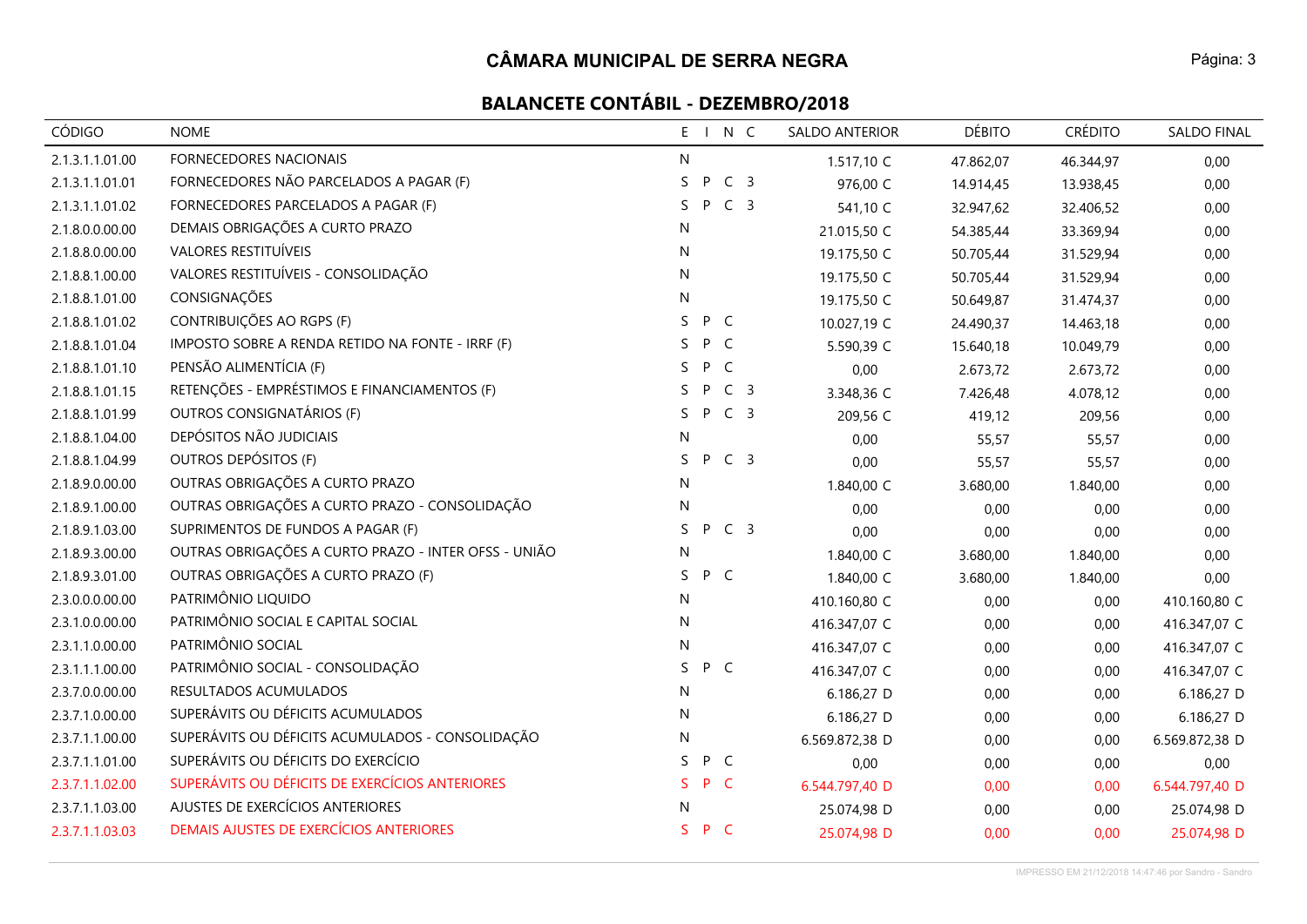# CÂMARA MUNICIPAL DE SERRA NEGRA

## BALANCETE CONTÁBIL - DEZEMBRO/2018

| CÓDIGO | NOME | E | I | N | C | SALDO ANTERIOR | DÉBITO | CRÉDITO | SALDO FINAL |
|---|---|---|---|---|---|---|---|---|---|
| 2.1.3.1.1.01.00 | FORNECEDORES NACIONAIS | N | | | | 1.517,10 C | 47.862,07 | 46.344,97 | 0,00 |
| 2.1.3.1.1.01.01 | FORNECEDORES NÃO PARCELADOS A PAGAR (F) | S | P | C | 3 | 976,00 C | 14.914,45 | 13.938,45 | 0,00 |
| 2.1.3.1.1.01.02 | FORNECEDORES PARCELADOS A PAGAR (F) | S | P | C | 3 | 541,10 C | 32.947,62 | 32.406,52 | 0,00 |
| 2.1.8.0.0.00.00 | DEMAIS OBRIGAÇÕES A CURTO PRAZO | N | | | | 21.015,50 C | 54.385,44 | 33.369,94 | 0,00 |
| 2.1.8.8.0.00.00 | VALORES RESTITUÍVEIS | N | | | | 19.175,50 C | 50.705,44 | 31.529,94 | 0,00 |
| 2.1.8.8.1.00.00 | VALORES RESTITUÍVEIS - CONSOLIDAÇÃO | N | | | | 19.175,50 C | 50.705,44 | 31.529,94 | 0,00 |
| 2.1.8.8.1.01.00 | CONSIGNAÇÕES | N | | | | 19.175,50 C | 50.649,87 | 31.474,37 | 0,00 |
| 2.1.8.8.1.01.02 | CONTRIBUIÇÕES AO RGPS (F) | S | P | C | | 10.027,19 C | 24.490,37 | 14.463,18 | 0,00 |
| 2.1.8.8.1.01.04 | IMPOSTO SOBRE A RENDA RETIDO NA FONTE - IRRF (F) | S | P | C | | 5.590,39 C | 15.640,18 | 10.049,79 | 0,00 |
| 2.1.8.8.1.01.10 | PENSÃO ALIMENTÍCIA (F) | S | P | C | | 0,00 | 2.673,72 | 2.673,72 | 0,00 |
| 2.1.8.8.1.01.15 | RETENÇÕES - EMPRÉSTIMOS E FINANCIAMENTOS (F) | S | P | C | 3 | 3.348,36 C | 7.426,48 | 4.078,12 | 0,00 |
| 2.1.8.8.1.01.99 | OUTROS CONSIGNATÁRIOS (F) | S | P | C | 3 | 209,56 C | 419,12 | 209,56 | 0,00 |
| 2.1.8.8.1.04.00 | DEPÓSITOS NÃO JUDICIAIS | N | | | | 0,00 | 55,57 | 55,57 | 0,00 |
| 2.1.8.8.1.04.99 | OUTROS DEPÓSITOS (F) | S | P | C | 3 | 0,00 | 55,57 | 55,57 | 0,00 |
| 2.1.8.9.0.00.00 | OUTRAS OBRIGAÇÕES A CURTO PRAZO | N | | | | 1.840,00 C | 3.680,00 | 1.840,00 | 0,00 |
| 2.1.8.9.1.00.00 | OUTRAS OBRIGAÇÕES A CURTO PRAZO - CONSOLIDAÇÃO | N | | | | 0,00 | 0,00 | 0,00 | 0,00 |
| 2.1.8.9.1.03.00 | SUPRIMENTOS DE FUNDOS A PAGAR (F) | S | P | C | 3 | 0,00 | 0,00 | 0,00 | 0,00 |
| 2.1.8.9.3.00.00 | OUTRAS OBRIGAÇÕES A CURTO PRAZO - INTER OFSS - UNIÃO | N | | | | 1.840,00 C | 3.680,00 | 1.840,00 | 0,00 |
| 2.1.8.9.3.01.00 | OUTRAS OBRIGAÇÕES A CURTO PRAZO (F) | S | P | C | | 1.840,00 C | 3.680,00 | 1.840,00 | 0,00 |
| 2.3.0.0.0.00.00 | PATRIMÔNIO LIQUIDO | N | | | | 410.160,80 C | 0,00 | 0,00 | 410.160,80 C |
| 2.3.1.0.0.00.00 | PATRIMÔNIO SOCIAL E CAPITAL SOCIAL | N | | | | 416.347,07 C | 0,00 | 0,00 | 416.347,07 C |
| 2.3.1.1.0.00.00 | PATRIMÔNIO SOCIAL | N | | | | 416.347,07 C | 0,00 | 0,00 | 416.347,07 C |
| 2.3.1.1.1.00.00 | PATRIMÔNIO SOCIAL - CONSOLIDAÇÃO | S | P | C | | 416.347,07 C | 0,00 | 0,00 | 416.347,07 C |
| 2.3.7.0.0.00.00 | RESULTADOS ACUMULADOS | N | | | | 6.186,27 D | 0,00 | 0,00 | 6.186,27 D |
| 2.3.7.1.0.00.00 | SUPERÁVITS OU DÉFICITS ACUMULADOS | N | | | | 6.186,27 D | 0,00 | 0,00 | 6.186,27 D |
| 2.3.7.1.1.00.00 | SUPERÁVITS OU DÉFICITS ACUMULADOS - CONSOLIDAÇÃO | N | | | | 6.569.872,38 D | 0,00 | 0,00 | 6.569.872,38 D |
| 2.3.7.1.1.01.00 | SUPERÁVITS OU DÉFICITS DO EXERCÍCIO | S | P | C | | 0,00 | 0,00 | 0,00 | 0,00 |
| 2.3.7.1.1.02.00 | SUPERÁVITS OU DÉFICITS DE EXERCÍCIOS ANTERIORES | S | P | C | | 6.544.797,40 D | 0,00 | 0,00 | 6.544.797,40 D |
| 2.3.7.1.1.03.00 | AJUSTES DE EXERCÍCIOS ANTERIORES | N | | | | 25.074,98 D | 0,00 | 0,00 | 25.074,98 D |
| 2.3.7.1.1.03.03 | DEMAIS AJUSTES DE EXERCÍCIOS ANTERIORES | S | P | C | | 25.074,98 D | 0,00 | 0,00 | 25.074,98 D |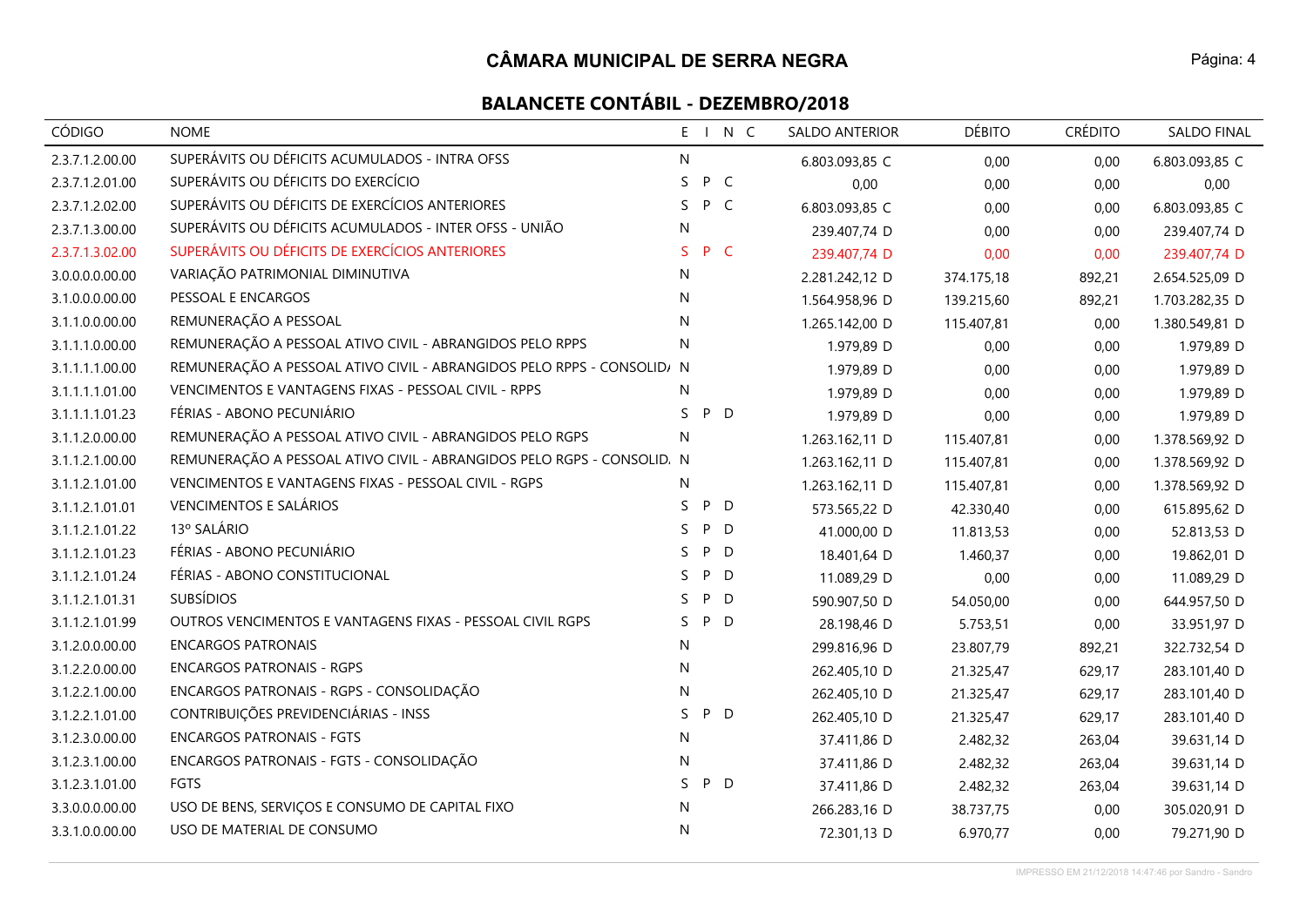# CÂMARA MUNICIPAL DE SERRA NEGRA

## BALANCETE CONTÁBIL - DEZEMBRO/2018

| CÓDIGO | NOME | E | I | N | C | SALDO ANTERIOR | DÉBITO | CRÉDITO | SALDO FINAL |
|---|---|---|---|---|---|---|---|---|---|
| 2.3.7.1.2.00.00 | SUPERÁVITS OU DÉFICITS ACUMULADOS - INTRA OFSS | N | | | | 6.803.093,85 C | 0,00 | 0,00 | 6.803.093,85 C |
| 2.3.7.1.2.01.00 | SUPERÁVITS OU DÉFICITS DO EXERCÍCIO | S | P | C | | 0,00 | 0,00 | 0,00 | 0,00 |
| 2.3.7.1.2.02.00 | SUPERÁVITS OU DÉFICITS DE EXERCÍCIOS ANTERIORES | S | P | C | | 6.803.093,85 C | 0,00 | 0,00 | 6.803.093,85 C |
| 2.3.7.1.3.00.00 | SUPERÁVITS OU DÉFICITS ACUMULADOS - INTER OFSS - UNIÃO | N | | | | 239.407,74 D | 0,00 | 0,00 | 239.407,74 D |
| 2.3.7.1.3.02.00 | SUPERÁVITS OU DÉFICITS DE EXERCÍCIOS ANTERIORES | S | P | C | | 239.407,74 D | 0,00 | 0,00 | 239.407,74 D |
| 3.0.0.0.0.00.00 | VARIAÇÃO PATRIMONIAL DIMINUTIVA | N | | | | 2.281.242,12 D | 374.175,18 | 892,21 | 2.654.525,09 D |
| 3.1.0.0.0.00.00 | PESSOAL E ENCARGOS | N | | | | 1.564.958,96 D | 139.215,60 | 892,21 | 1.703.282,35 D |
| 3.1.1.0.0.00.00 | REMUNERAÇÃO A PESSOAL | N | | | | 1.265.142,00 D | 115.407,81 | 0,00 | 1.380.549,81 D |
| 3.1.1.1.0.00.00 | REMUNERAÇÃO A PESSOAL ATIVO CIVIL - ABRANGIDOS PELO RPPS | N | | | | 1.979,89 D | 0,00 | 0,00 | 1.979,89 D |
| 3.1.1.1.1.00.00 | REMUNERAÇÃO A PESSOAL ATIVO CIVIL - ABRANGIDOS PELO RPPS - CONSOLID/ | N | | | | 1.979,89 D | 0,00 | 0,00 | 1.979,89 D |
| 3.1.1.1.1.01.00 | VENCIMENTOS E VANTAGENS FIXAS - PESSOAL CIVIL - RPPS | N | | | | 1.979,89 D | 0,00 | 0,00 | 1.979,89 D |
| 3.1.1.1.1.01.23 | FÉRIAS - ABONO PECUNIÁRIO | S | P | D | | 1.979,89 D | 0,00 | 0,00 | 1.979,89 D |
| 3.1.1.2.0.00.00 | REMUNERAÇÃO A PESSOAL ATIVO CIVIL - ABRANGIDOS PELO RGPS | N | | | | 1.263.162,11 D | 115.407,81 | 0,00 | 1.378.569,92 D |
| 3.1.1.2.1.00.00 | REMUNERAÇÃO A PESSOAL ATIVO CIVIL - ABRANGIDOS PELO RGPS - CONSOLID. | N | | | | 1.263.162,11 D | 115.407,81 | 0,00 | 1.378.569,92 D |
| 3.1.1.2.1.01.00 | VENCIMENTOS E VANTAGENS FIXAS - PESSOAL CIVIL - RGPS | N | | | | 1.263.162,11 D | 115.407,81 | 0,00 | 1.378.569,92 D |
| 3.1.1.2.1.01.01 | VENCIMENTOS E SALÁRIOS | S | P | D | | 573.565,22 D | 42.330,40 | 0,00 | 615.895,62 D |
| 3.1.1.2.1.01.22 | 13º SALÁRIO | S | P | D | | 41.000,00 D | 11.813,53 | 0,00 | 52.813,53 D |
| 3.1.1.2.1.01.23 | FÉRIAS - ABONO PECUNIÁRIO | S | P | D | | 18.401,64 D | 1.460,37 | 0,00 | 19.862,01 D |
| 3.1.1.2.1.01.24 | FÉRIAS - ABONO CONSTITUCIONAL | S | P | D | | 11.089,29 D | 0,00 | 0,00 | 11.089,29 D |
| 3.1.1.2.1.01.31 | SUBSÍDIOS | S | P | D | | 590.907,50 D | 54.050,00 | 0,00 | 644.957,50 D |
| 3.1.1.2.1.01.99 | OUTROS VENCIMENTOS E VANTAGENS FIXAS - PESSOAL CIVIL RGPS | S | P | D | | 28.198,46 D | 5.753,51 | 0,00 | 33.951,97 D |
| 3.1.2.0.0.00.00 | ENCARGOS PATRONAIS | N | | | | 299.816,96 D | 23.807,79 | 892,21 | 322.732,54 D |
| 3.1.2.2.0.00.00 | ENCARGOS PATRONAIS - RGPS | N | | | | 262.405,10 D | 21.325,47 | 629,17 | 283.101,40 D |
| 3.1.2.2.1.00.00 | ENCARGOS PATRONAIS - RGPS - CONSOLIDAÇÃO | N | | | | 262.405,10 D | 21.325,47 | 629,17 | 283.101,40 D |
| 3.1.2.2.1.01.00 | CONTRIBUIÇÕES PREVIDENCIÁRIAS - INSS | S | P | D | | 262.405,10 D | 21.325,47 | 629,17 | 283.101,40 D |
| 3.1.2.3.0.00.00 | ENCARGOS PATRONAIS - FGTS | N | | | | 37.411,86 D | 2.482,32 | 263,04 | 39.631,14 D |
| 3.1.2.3.1.00.00 | ENCARGOS PATRONAIS - FGTS - CONSOLIDAÇÃO | N | | | | 37.411,86 D | 2.482,32 | 263,04 | 39.631,14 D |
| 3.1.2.3.1.01.00 | FGTS | S | P | D | | 37.411,86 D | 2.482,32 | 263,04 | 39.631,14 D |
| 3.3.0.0.0.00.00 | USO DE BENS, SERVIÇOS E CONSUMO DE CAPITAL FIXO | N | | | | 266.283,16 D | 38.737,75 | 0,00 | 305.020,91 D |
| 3.3.1.0.0.00.00 | USO DE MATERIAL DE CONSUMO | N | | | | 72.301,13 D | 6.970,77 | 0,00 | 79.271,90 D |

IMPRESSO EM 21/12/2018 14:47:46 por Sandro - Sandro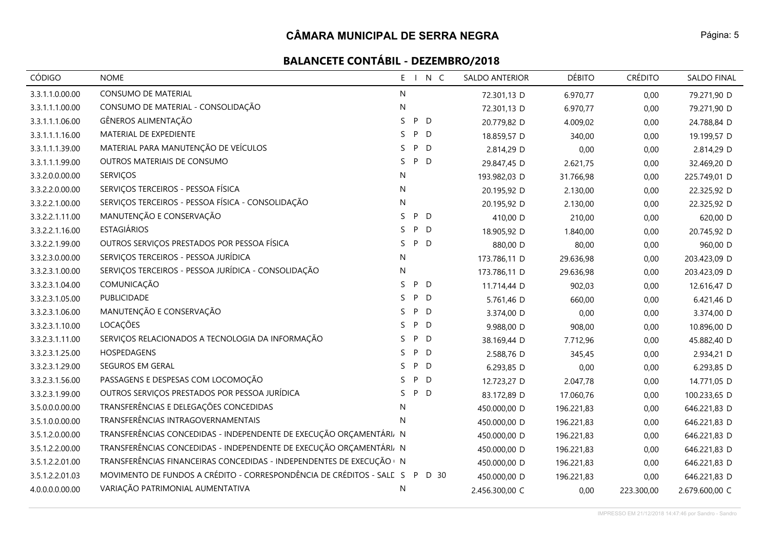# CÂMARA MUNICIPAL DE SERRA NEGRA

## BALANCETE CONTÁBIL - DEZEMBRO/2018

| CÓDIGO | NOME | E | I | N | C | SALDO ANTERIOR | DÉBITO | CRÉDITO | SALDO FINAL |
|---|---|---|---|---|---|---|---|---|---|
| 3.3.1.1.0.00.00 | CONSUMO DE MATERIAL | N | | | | 72.301,13 D | 6.970,77 | 0,00 | 79.271,90 D |
| 3.3.1.1.1.00.00 | CONSUMO DE MATERIAL - CONSOLIDAÇÃO | N | | | | 72.301,13 D | 6.970,77 | 0,00 | 79.271,90 D |
| 3.3.1.1.1.06.00 | GÊNEROS ALIMENTAÇÃO | S | P | D | | 20.779,82 D | 4.009,02 | 0,00 | 24.788,84 D |
| 3.3.1.1.1.16.00 | MATERIAL DE EXPEDIENTE | S | P | D | | 18.859,57 D | 340,00 | 0,00 | 19.199,57 D |
| 3.3.1.1.1.39.00 | MATERIAL PARA MANUTENÇÃO DE VEÍCULOS | S | P | D | | 2.814,29 D | 0,00 | 0,00 | 2.814,29 D |
| 3.3.1.1.1.99.00 | OUTROS MATERIAIS DE CONSUMO | S | P | D | | 29.847,45 D | 2.621,75 | 0,00 | 32.469,20 D |
| 3.3.2.0.0.00.00 | SERVIÇOS | N | | | | 193.982,03 D | 31.766,98 | 0,00 | 225.749,01 D |
| 3.3.2.2.0.00.00 | SERVIÇOS TERCEIROS - PESSOA FÍSICA | N | | | | 20.195,92 D | 2.130,00 | 0,00 | 22.325,92 D |
| 3.3.2.2.1.00.00 | SERVIÇOS TERCEIROS - PESSOA FÍSICA - CONSOLIDAÇÃO | N | | | | 20.195,92 D | 2.130,00 | 0,00 | 22.325,92 D |
| 3.3.2.2.1.11.00 | MANUTENÇÃO E CONSERVAÇÃO | S | P | D | | 410,00 D | 210,00 | 0,00 | 620,00 D |
| 3.3.2.2.1.16.00 | ESTAGIÁRIOS | S | P | D | | 18.905,92 D | 1.840,00 | 0,00 | 20.745,92 D |
| 3.3.2.2.1.99.00 | OUTROS SERVIÇOS PRESTADOS POR PESSOA FÍSICA | S | P | D | | 880,00 D | 80,00 | 0,00 | 960,00 D |
| 3.3.2.3.0.00.00 | SERVIÇOS TERCEIROS - PESSOA JURÍDICA | N | | | | 173.786,11 D | 29.636,98 | 0,00 | 203.423,09 D |
| 3.3.2.3.1.00.00 | SERVIÇOS TERCEIROS - PESSOA JURÍDICA - CONSOLIDAÇÃO | N | | | | 173.786,11 D | 29.636,98 | 0,00 | 203.423,09 D |
| 3.3.2.3.1.04.00 | COMUNICAÇÃO | S | P | D | | 11.714,44 D | 902,03 | 0,00 | 12.616,47 D |
| 3.3.2.3.1.05.00 | PUBLICIDADE | S | P | D | | 5.761,46 D | 660,00 | 0,00 | 6.421,46 D |
| 3.3.2.3.1.06.00 | MANUTENÇÃO E CONSERVAÇÃO | S | P | D | | 3.374,00 D | 0,00 | 0,00 | 3.374,00 D |
| 3.3.2.3.1.10.00 | LOCAÇÕES | S | P | D | | 9.988,00 D | 908,00 | 0,00 | 10.896,00 D |
| 3.3.2.3.1.11.00 | SERVIÇOS RELACIONADOS A TECNOLOGIA DA INFORMAÇÃO | S | P | D | | 38.169,44 D | 7.712,96 | 0,00 | 45.882,40 D |
| 3.3.2.3.1.25.00 | HOSPEDAGENS | S | P | D | | 2.588,76 D | 345,45 | 0,00 | 2.934,21 D |
| 3.3.2.3.1.29.00 | SEGUROS EM GERAL | S | P | D | | 6.293,85 D | 0,00 | 0,00 | 6.293,85 D |
| 3.3.2.3.1.56.00 | PASSAGENS E DESPESAS COM LOCOMOÇÃO | S | P | D | | 12.723,27 D | 2.047,78 | 0,00 | 14.771,05 D |
| 3.3.2.3.1.99.00 | OUTROS SERVIÇOS PRESTADOS POR PESSOA JURÍDICA | S | P | D | | 83.172,89 D | 17.060,76 | 0,00 | 100.233,65 D |
| 3.5.0.0.0.00.00 | TRANSFERÊNCIAS E DELEGAÇÕES CONCEDIDAS | N | | | | 450.000,00 D | 196.221,83 | 0,00 | 646.221,83 D |
| 3.5.1.0.0.00.00 | TRANSFERÊNCIAS INTRAGOVERNAMENTAIS | N | | | | 450.000,00 D | 196.221,83 | 0,00 | 646.221,83 D |
| 3.5.1.2.0.00.00 | TRANSFERÊNCIAS CONCEDIDAS - INDEPENDENTE DE EXECUÇÃO ORÇAMENTÁRI | N | | | | 450.000,00 D | 196.221,83 | 0,00 | 646.221,83 D |
| 3.5.1.2.2.00.00 | TRANSFERÊNCIAS CONCEDIDAS - INDEPENDENTE DE EXECUÇÃO ORÇAMENTÁRI | N | | | | 450.000,00 D | 196.221,83 | 0,00 | 646.221,83 D |
| 3.5.1.2.2.01.00 | TRANSFERÊNCIAS FINANCEIRAS CONCEDIDAS - INDEPENDENTES DE EXECUÇÃO | N | | | | 450.000,00 D | 196.221,83 | 0,00 | 646.221,83 D |
| 3.5.1.2.2.01.03 | MOVIMENTO DE FUNDOS A CRÉDITO - CORRESPONDÊNCIA DE CRÉDITOS - SALD | S | P | D | 30 | 450.000,00 D | 196.221,83 | 0,00 | 646.221,83 D |
| 4.0.0.0.0.00.00 | VARIAÇÃO PATRIMONIAL AUMENTATIVA | N | | | | 2.456.300,00 C | 0,00 | 223.300,00 | 2.679.600,00 C |

IMPRESSO EM 21/12/2018 14:47:46 por Sandro - Sandro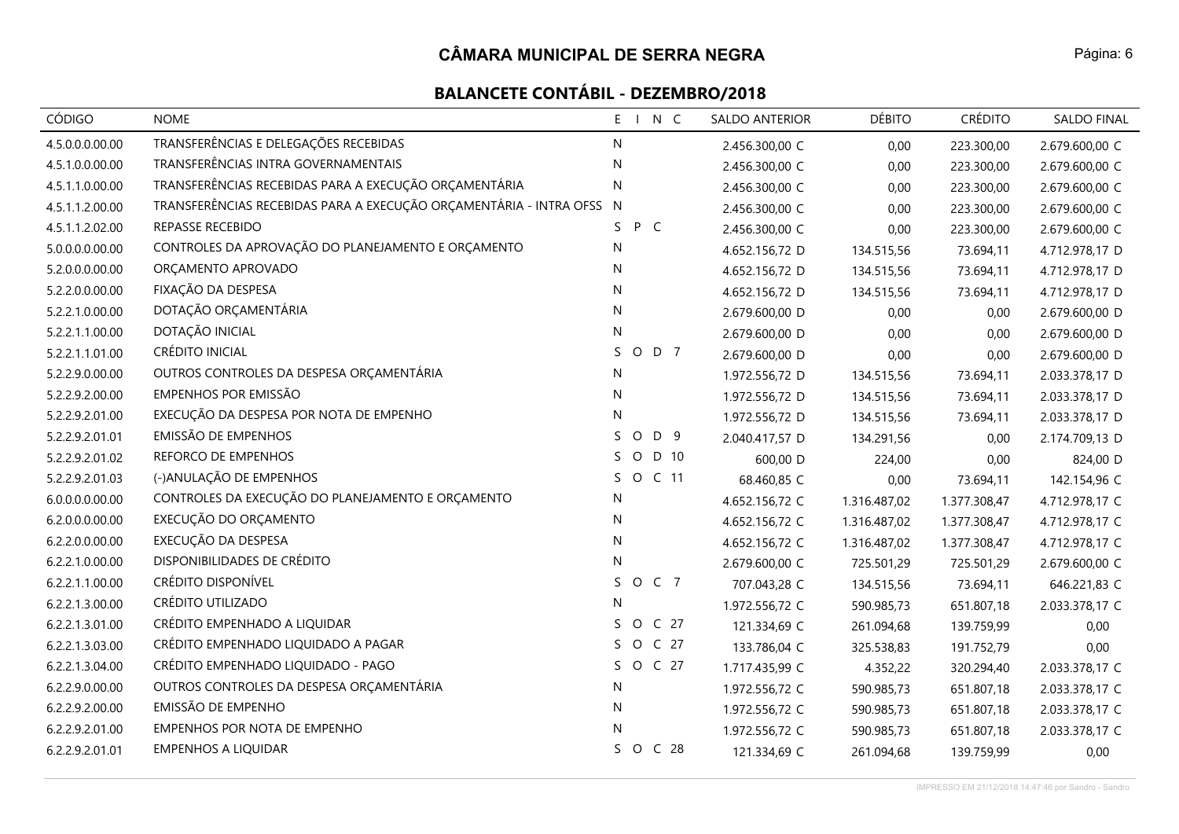# CÂMARA MUNICIPAL DE SERRA NEGRA

## BALANCETE CONTÁBIL - DEZEMBRO/2018

| CÓDIGO | NOME | E | I | N | C | SALDO ANTERIOR | DÉBITO | CRÉDITO | SALDO FINAL |
|---|---|---|---|---|---|---|---|---|---|
| 4.5.0.0.0.00.00 | TRANSFERÊNCIAS E DELEGAÇÕES RECEBIDAS | N | | | | 2.456.300,00 C | 0,00 | 223.300,00 | 2.679.600,00 C |
| 4.5.1.0.0.00.00 | TRANSFERÊNCIAS INTRA GOVERNAMENTAIS | N | | | | 2.456.300,00 C | 0,00 | 223.300,00 | 2.679.600,00 C |
| 4.5.1.1.0.00.00 | TRANSFERÊNCIAS RECEBIDAS PARA A EXECUÇÃO ORÇAMENTÁRIA | N | | | | 2.456.300,00 C | 0,00 | 223.300,00 | 2.679.600,00 C |
| 4.5.1.1.2.00.00 | TRANSFERÊNCIAS RECEBIDAS PARA A EXECUÇÃO ORÇAMENTÁRIA - INTRA OFSS | N | | | | 2.456.300,00 C | 0,00 | 223.300,00 | 2.679.600,00 C |
| 4.5.1.1.2.02.00 | REPASSE RECEBIDO | S | P | C | | 2.456.300,00 C | 0,00 | 223.300,00 | 2.679.600,00 C |
| 5.0.0.0.0.00.00 | CONTROLES DA APROVAÇÃO DO PLANEJAMENTO E ORÇAMENTO | N | | | | 4.652.156,72 D | 134.515,56 | 73.694,11 | 4.712.978,17 D |
| 5.2.0.0.0.00.00 | ORÇAMENTO APROVADO | N | | | | 4.652.156,72 D | 134.515,56 | 73.694,11 | 4.712.978,17 D |
| 5.2.2.0.0.00.00 | FIXAÇÃO DA DESPESA | N | | | | 4.652.156,72 D | 134.515,56 | 73.694,11 | 4.712.978,17 D |
| 5.2.2.1.0.00.00 | DOTAÇÃO ORÇAMENTÁRIA | N | | | | 2.679.600,00 D | 0,00 | 0,00 | 2.679.600,00 D |
| 5.2.2.1.1.00.00 | DOTAÇÃO INICIAL | N | | | | 2.679.600,00 D | 0,00 | 0,00 | 2.679.600,00 D |
| 5.2.2.1.1.01.00 | CRÉDITO INICIAL | S | O | D | 7 | 2.679.600,00 D | 0,00 | 0,00 | 2.679.600,00 D |
| 5.2.2.9.0.00.00 | OUTROS CONTROLES DA DESPESA ORÇAMENTÁRIA | N | | | | 1.972.556,72 D | 134.515,56 | 73.694,11 | 2.033.378,17 D |
| 5.2.2.9.2.00.00 | EMPENHOS POR EMISSÃO | N | | | | 1.972.556,72 D | 134.515,56 | 73.694,11 | 2.033.378,17 D |
| 5.2.2.9.2.01.00 | EXECUÇÃO DA DESPESA POR NOTA DE EMPENHO | N | | | | 1.972.556,72 D | 134.515,56 | 73.694,11 | 2.033.378,17 D |
| 5.2.2.9.2.01.01 | EMISSÃO DE EMPENHOS | S | O | D | 9 | 2.040.417,57 D | 134.291,56 | 0,00 | 2.174.709,13 D |
| 5.2.2.9.2.01.02 | REFORCO DE EMPENHOS | S | O | D | 10 | 600,00 D | 224,00 | 0,00 | 824,00 D |
| 5.2.2.9.2.01.03 | (-)ANULAÇÃO DE EMPENHOS | S | O | C | 11 | 68.460,85 C | 0,00 | 73.694,11 | 142.154,96 C |
| 6.0.0.0.0.00.00 | CONTROLES DA EXECUÇÃO DO PLANEJAMENTO E ORÇAMENTO | N | | | | 4.652.156,72 C | 1.316.487,02 | 1.377.308,47 | 4.712.978,17 C |
| 6.2.0.0.0.00.00 | EXECUÇÃO DO ORÇAMENTO | N | | | | 4.652.156,72 C | 1.316.487,02 | 1.377.308,47 | 4.712.978,17 C |
| 6.2.2.0.0.00.00 | EXECUÇÃO DA DESPESA | N | | | | 4.652.156,72 C | 1.316.487,02 | 1.377.308,47 | 4.712.978,17 C |
| 6.2.2.1.0.00.00 | DISPONIBILIDADES DE CRÉDITO | N | | | | 2.679.600,00 C | 725.501,29 | 725.501,29 | 2.679.600,00 C |
| 6.2.2.1.1.00.00 | CRÉDITO DISPONÍVEL | S | O | C | 7 | 707.043,28 C | 134.515,56 | 73.694,11 | 646.221,83 C |
| 6.2.2.1.3.00.00 | CRÉDITO UTILIZADO | N | | | | 1.972.556,72 C | 590.985,73 | 651.807,18 | 2.033.378,17 C |
| 6.2.2.1.3.01.00 | CRÉDITO EMPENHADO A LIQUIDAR | S | O | C | 27 | 121.334,69 C | 261.094,68 | 139.759,99 | 0,00 |
| 6.2.2.1.3.03.00 | CRÉDITO EMPENHADO LIQUIDADO A PAGAR | S | O | C | 27 | 133.786,04 C | 325.538,83 | 191.752,79 | 0,00 |
| 6.2.2.1.3.04.00 | CRÉDITO EMPENHADO LIQUIDADO - PAGO | S | O | C | 27 | 1.717.435,99 C | 4.352,22 | 320.294,40 | 2.033.378,17 C |
| 6.2.2.9.0.00.00 | OUTROS CONTROLES DA DESPESA ORÇAMENTÁRIA | N | | | | 1.972.556,72 C | 590.985,73 | 651.807,18 | 2.033.378,17 C |
| 6.2.2.9.2.00.00 | EMISSÃO DE EMPENHO | N | | | | 1.972.556,72 C | 590.985,73 | 651.807,18 | 2.033.378,17 C |
| 6.2.2.9.2.01.00 | EMPENHOS POR NOTA DE EMPENHO | N | | | | 1.972.556,72 C | 590.985,73 | 651.807,18 | 2.033.378,17 C |
| 6.2.2.9.2.01.01 | EMPENHOS A LIQUIDAR | S | O | C | 28 | 121.334,69 C | 261.094,68 | 139.759,99 | 0,00 |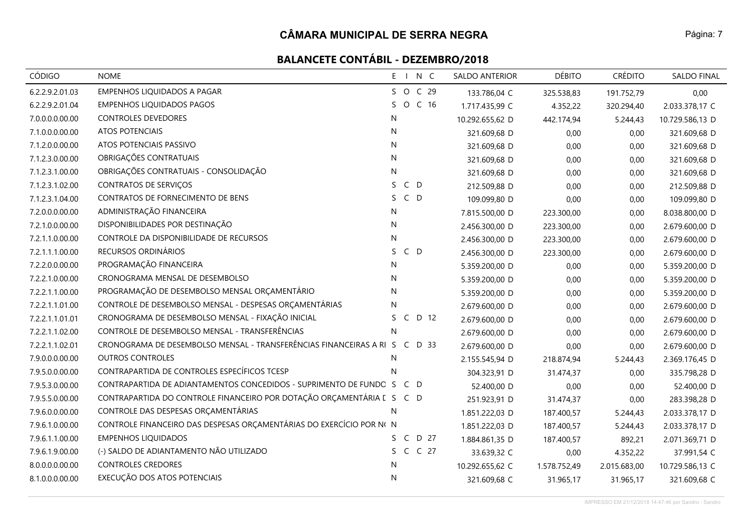# CÂMARA MUNICIPAL DE SERRA NEGRA

## BALANCETE CONTÁBIL - DEZEMBRO/2018

| CÓDIGO | NOME | E | I | N | C | SALDO ANTERIOR | DÉBITO | CRÉDITO | SALDO FINAL |
|---|---|---|---|---|---|---|---|---|---|
| 6.2.2.9.2.01.03 | EMPENHOS LIQUIDADOS A PAGAR | S | O | C | 29 | 133.786,04 C | 325.538,83 | 191.752,79 | 0,00 |
| 6.2.2.9.2.01.04 | EMPENHOS LIQUIDADOS PAGOS | S | O | C | 16 | 1.717.435,99 C | 4.352,22 | 320.294,40 | 2.033.378,17 C |
| 7.0.0.0.0.00.00 | CONTROLES DEVEDORES | N | | | | 10.292.655,62 D | 442.174,94 | 5.244,43 | 10.729.586,13 D |
| 7.1.0.0.0.00.00 | ATOS POTENCIAIS | N | | | | 321.609,68 D | 0,00 | 0,00 | 321.609,68 D |
| 7.1.2.0.0.00.00 | ATOS POTENCIAIS PASSIVO | N | | | | 321.609,68 D | 0,00 | 0,00 | 321.609,68 D |
| 7.1.2.3.0.00.00 | OBRIGAÇÕES CONTRATUAIS | N | | | | 321.609,68 D | 0,00 | 0,00 | 321.609,68 D |
| 7.1.2.3.1.00.00 | OBRIGAÇÕES CONTRATUAIS - CONSOLIDAÇÃO | N | | | | 321.609,68 D | 0,00 | 0,00 | 321.609,68 D |
| 7.1.2.3.1.02.00 | CONTRATOS DE SERVIÇOS | S | C | D | | 212.509,88 D | 0,00 | 0,00 | 212.509,88 D |
| 7.1.2.3.1.04.00 | CONTRATOS DE FORNECIMENTO DE BENS | S | C | D | | 109.099,80 D | 0,00 | 0,00 | 109.099,80 D |
| 7.2.0.0.0.00.00 | ADMINISTRAÇÃO FINANCEIRA | N | | | | 7.815.500,00 D | 223.300,00 | 0,00 | 8.038.800,00 D |
| 7.2.1.0.0.00.00 | DISPONIBILIDADES POR DESTINAÇÃO | N | | | | 2.456.300,00 D | 223.300,00 | 0,00 | 2.679.600,00 D |
| 7.2.1.1.0.00.00 | CONTROLE DA DISPONIBILIDADE DE RECURSOS | N | | | | 2.456.300,00 D | 223.300,00 | 0,00 | 2.679.600,00 D |
| 7.2.1.1.1.00.00 | RECURSOS ORDINÁRIOS | S | C | D | | 2.456.300,00 D | 223.300,00 | 0,00 | 2.679.600,00 D |
| 7.2.2.0.0.00.00 | PROGRAMAÇÃO FINANCEIRA | N | | | | 5.359.200,00 D | 0,00 | 0,00 | 5.359.200,00 D |
| 7.2.2.1.0.00.00 | CRONOGRAMA MENSAL DE DESEMBOLSO | N | | | | 5.359.200,00 D | 0,00 | 0,00 | 5.359.200,00 D |
| 7.2.2.1.1.00.00 | PROGRAMAÇÃO DE DESEMBOLSO MENSAL ORÇAMENTÁRIO | N | | | | 5.359.200,00 D | 0,00 | 0,00 | 5.359.200,00 D |
| 7.2.2.1.1.01.00 | CONTROLE DE DESEMBOLSO MENSAL - DESPESAS ORÇAMENTÁRIAS | N | | | | 2.679.600,00 D | 0,00 | 0,00 | 2.679.600,00 D |
| 7.2.2.1.1.01.01 | CRONOGRAMA DE DESEMBOLSO MENSAL - FIXAÇÃO INICIAL | S | C | D | 12 | 2.679.600,00 D | 0,00 | 0,00 | 2.679.600,00 D |
| 7.2.2.1.1.02.00 | CONTROLE DE DESEMBOLSO MENSAL - TRANSFERÊNCIAS | N | | | | 2.679.600,00 D | 0,00 | 0,00 | 2.679.600,00 D |
| 7.2.2.1.1.02.01 | CRONOGRAMA DE DESEMBOLSO MENSAL - TRANSFERÊNCIAS FINANCEIRAS A RI | S | C | D | 33 | 2.679.600,00 D | 0,00 | 0,00 | 2.679.600,00 D |
| 7.9.0.0.0.00.00 | OUTROS CONTROLES | N | | | | 2.155.545,94 D | 218.874,94 | 5.244,43 | 2.369.176,45 D |
| 7.9.5.0.0.00.00 | CONTRAPARTIDA DE CONTROLES ESPECÍFICOS TCESP | N | | | | 304.323,91 D | 31.474,37 | 0,00 | 335.798,28 D |
| 7.9.5.3.0.00.00 | CONTRAPARTIDA DE ADIANTAMENTOS CONCEDIDOS - SUPRIMENTO DE FUNDO | S | C | D | | 52.400,00 D | 0,00 | 0,00 | 52.400,00 D |
| 7.9.5.5.0.00.00 | CONTRAPARTIDA DO CONTROLE FINANCEIRO POR DOTAÇÃO ORÇAMENTÁRIA D | S | C | D | | 251.923,91 D | 31.474,37 | 0,00 | 283.398,28 D |
| 7.9.6.0.0.00.00 | CONTROLE DAS DESPESAS ORÇAMENTÁRIAS | N | | | | 1.851.222,03 D | 187.400,57 | 5.244,43 | 2.033.378,17 D |
| 7.9.6.1.0.00.00 | CONTROLE FINANCEIRO DAS DESPESAS ORÇAMENTÁRIAS DO EXERCÍCIO POR N( | N | | | | 1.851.222,03 D | 187.400,57 | 5.244,43 | 2.033.378,17 D |
| 7.9.6.1.1.00.00 | EMPENHOS LIQUIDADOS | S | C | D | 27 | 1.884.861,35 D | 187.400,57 | 892,21 | 2.071.369,71 D |
| 7.9.6.1.9.00.00 | (-) SALDO DE ADIANTAMENTO NÃO UTILIZADO | S | C | C | 27 | 33.639,32 C | 0,00 | 4.352,22 | 37.991,54 C |
| 8.0.0.0.0.00.00 | CONTROLES CREDORES | N | | | | 10.292.655,62 C | 1.578.752,49 | 2.015.683,00 | 10.729.586,13 C |
| 8.1.0.0.0.00.00 | EXECUÇÃO DOS ATOS POTENCIAIS | N | | | | 321.609,68 C | 31.965,17 | 31.965,17 | 321.609,68 C |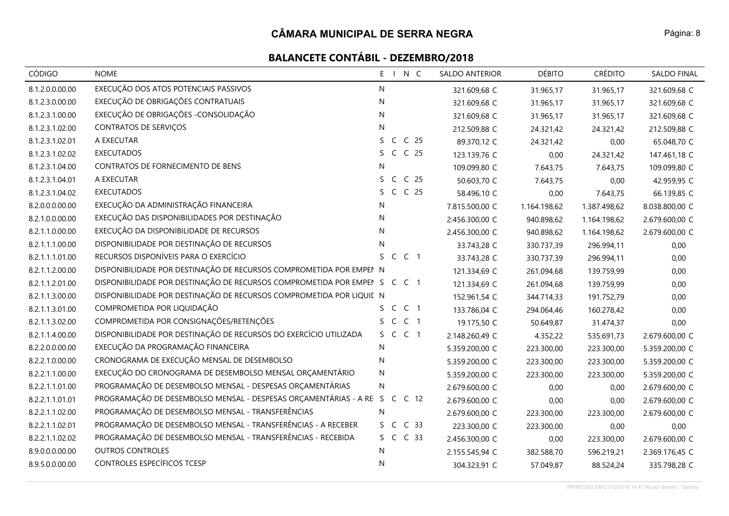# CÂMARA MUNICIPAL DE SERRA NEGRA

## BALANCETE CONTÁBIL - DEZEMBRO/2018

| CÓDIGO | NOME | E | I | N | C | SALDO ANTERIOR | DÉBITO | CRÉDITO | SALDO FINAL |
|---|---|---|---|---|---|---|---|---|---|
| 8.1.2.0.0.00.00 | EXECUÇÃO DOS ATOS POTENCIAIS PASSIVOS | N | | | | 321.609,68 C | 31.965,17 | 31.965,17 | 321.609,68 C |
| 8.1.2.3.0.00.00 | EXECUÇÃO DE OBRIGAÇÕES CONTRATUAIS | N | | | | 321.609,68 C | 31.965,17 | 31.965,17 | 321.609,68 C |
| 8.1.2.3.1.00.00 | EXECUÇÃO DE OBRIGAÇÕES -CONSOLIDAÇÃO | N | | | | 321.609,68 C | 31.965,17 | 31.965,17 | 321.609,68 C |
| 8.1.2.3.1.02.00 | CONTRATOS DE SERVIÇOS | N | | | | 212.509,88 C | 24.321,42 | 24.321,42 | 212.509,88 C |
| 8.1.2.3.1.02.01 | A EXECUTAR | S | C | C | 25 | 89.370,12 C | 24.321,42 | 0,00 | 65.048,70 C |
| 8.1.2.3.1.02.02 | EXECUTADOS | S | C | C | 25 | 123.139,76 C | 0,00 | 24.321,42 | 147.461,18 C |
| 8.1.2.3.1.04.00 | CONTRATOS DE FORNECIMENTO DE BENS | N | | | | 109.099,80 C | 7.643,75 | 7.643,75 | 109.099,80 C |
| 8.1.2.3.1.04.01 | A EXECUTAR | S | C | C | 25 | 50.603,70 C | 7.643,75 | 0,00 | 42.959,95 C |
| 8.1.2.3.1.04.02 | EXECUTADOS | S | C | C | 25 | 58.496,10 C | 0,00 | 7.643,75 | 66.139,85 C |
| 8.2.0.0.0.00.00 | EXECUÇÃO DA ADMINISTRAÇÃO FINANCEIRA | N | | | | 7.815.500,00 C | 1.164.198,62 | 1.387.498,62 | 8.038.800,00 C |
| 8.2.1.0.0.00.00 | EXECUÇÃO DAS DISPONIBILIDADES POR DESTINAÇÃO | N | | | | 2.456.300,00 C | 940.898,62 | 1.164.198,62 | 2.679.600,00 C |
| 8.2.1.1.0.00.00 | EXECUÇÃO DA DISPONIBILIDADE DE RECURSOS | N | | | | 2.456.300,00 C | 940.898,62 | 1.164.198,62 | 2.679.600,00 C |
| 8.2.1.1.1.00.00 | DISPONIBILIDADE POR DESTINAÇÃO DE RECURSOS | N | | | | 33.743,28 C | 330.737,39 | 296.994,11 | 0,00 |
| 8.2.1.1.1.01.00 | RECURSOS DISPONÍVEIS PARA O EXERCÍCIO | S | C | C | 1 | 33.743,28 C | 330.737,39 | 296.994,11 | 0,00 |
| 8.2.1.1.2.00.00 | DISPONIBILIDADE POR DESTINAÇÃO DE RECURSOS COMPROMETIDA POR EMPEN | N | | | | 121.334,69 C | 261.094,68 | 139.759,99 | 0,00 |
| 8.2.1.1.2.01.00 | DISPONIBILIDADE POR DESTINAÇÃO DE RECURSOS COMPROMETIDA POR EMPEN | S | C | C | 1 | 121.334,69 C | 261.094,68 | 139.759,99 | 0,00 |
| 8.2.1.1.3.00.00 | DISPONIBILIDADE POR DESTINAÇÃO DE RECURSOS COMPROMETIDA POR LIQUIL | N | | | | 152.961,54 C | 344.714,33 | 191.752,79 | 0,00 |
| 8.2.1.1.3.01.00 | COMPROMETIDA POR LIQUIDAÇÃO | S | C | C | 1 | 133.786,04 C | 294.064,46 | 160.278,42 | 0,00 |
| 8.2.1.1.3.02.00 | COMPROMETIDA POR CONSIGNAÇÕES/RETENÇÕES | S | C | C | 1 | 19.175,50 C | 50.649,87 | 31.474,37 | 0,00 |
| 8.2.1.1.4.00.00 | DISPONIBILIDADE POR DESTINAÇÃO DE RECURSOS DO EXERCÍCIO UTILIZADA | S | C | C | 1 | 2.148.260,49 C | 4.352,22 | 535.691,73 | 2.679.600,00 C |
| 8.2.2.0.0.00.00 | EXECUÇÃO DA PROGRAMAÇÃO FINANCEIRA | N | | | | 5.359.200,00 C | 223.300,00 | 223.300,00 | 5.359.200,00 C |
| 8.2.2.1.0.00.00 | CRONOGRAMA DE EXECUÇÃO MENSAL DE DESEMBOLSO | N | | | | 5.359.200,00 C | 223.300,00 | 223.300,00 | 5.359.200,00 C |
| 8.2.2.1.1.00.00 | EXECUÇÃO DO CRONOGRAMA DE DESEMBOLSO MENSAL ORÇAMENTÁRIO | N | | | | 5.359.200,00 C | 223.300,00 | 223.300,00 | 5.359.200,00 C |
| 8.2.2.1.1.01.00 | PROGRAMAÇÃO DE DESEMBOLSO MENSAL - DESPESAS ORÇAMENTÁRIAS | N | | | | 2.679.600,00 C | 0,00 | 0,00 | 2.679.600,00 C |
| 8.2.2.1.1.01.01 | PROGRAMAÇÃO DE DESEMBOLSO MENSAL - DESPESAS ORÇAMENTÁRIAS - A RE | S | C | C | 12 | 2.679.600,00 C | 0,00 | 0,00 | 2.679.600,00 C |
| 8.2.2.1.1.02.00 | PROGRAMAÇÃO DE DESEMBOLSO MENSAL - TRANSFERÊNCIAS | N | | | | 2.679.600,00 C | 223.300,00 | 223.300,00 | 2.679.600,00 C |
| 8.2.2.1.1.02.01 | PROGRAMAÇÃO DE DESEMBOLSO MENSAL - TRANSFERÊNCIAS - A RECEBER | S | C | C | 33 | 223.300,00 C | 223.300,00 | 0,00 | 0,00 |
| 8.2.2.1.1.02.02 | PROGRAMAÇÃO DE DESEMBOLSO MENSAL - TRANSFERÊNCIAS - RECEBIDA | S | C | C | 33 | 2.456.300,00 C | 0,00 | 223.300,00 | 2.679.600,00 C |
| 8.9.0.0.0.00.00 | OUTROS CONTROLES | N | | | | 2.155.545,94 C | 382.588,70 | 596.219,21 | 2.369.176,45 C |
| 8.9.5.0.0.00.00 | CONTROLES ESPECÍFICOS TCESP | N | | | | 304.323,91 C | 57.049,87 | 88.524,24 | 335.798,28 C |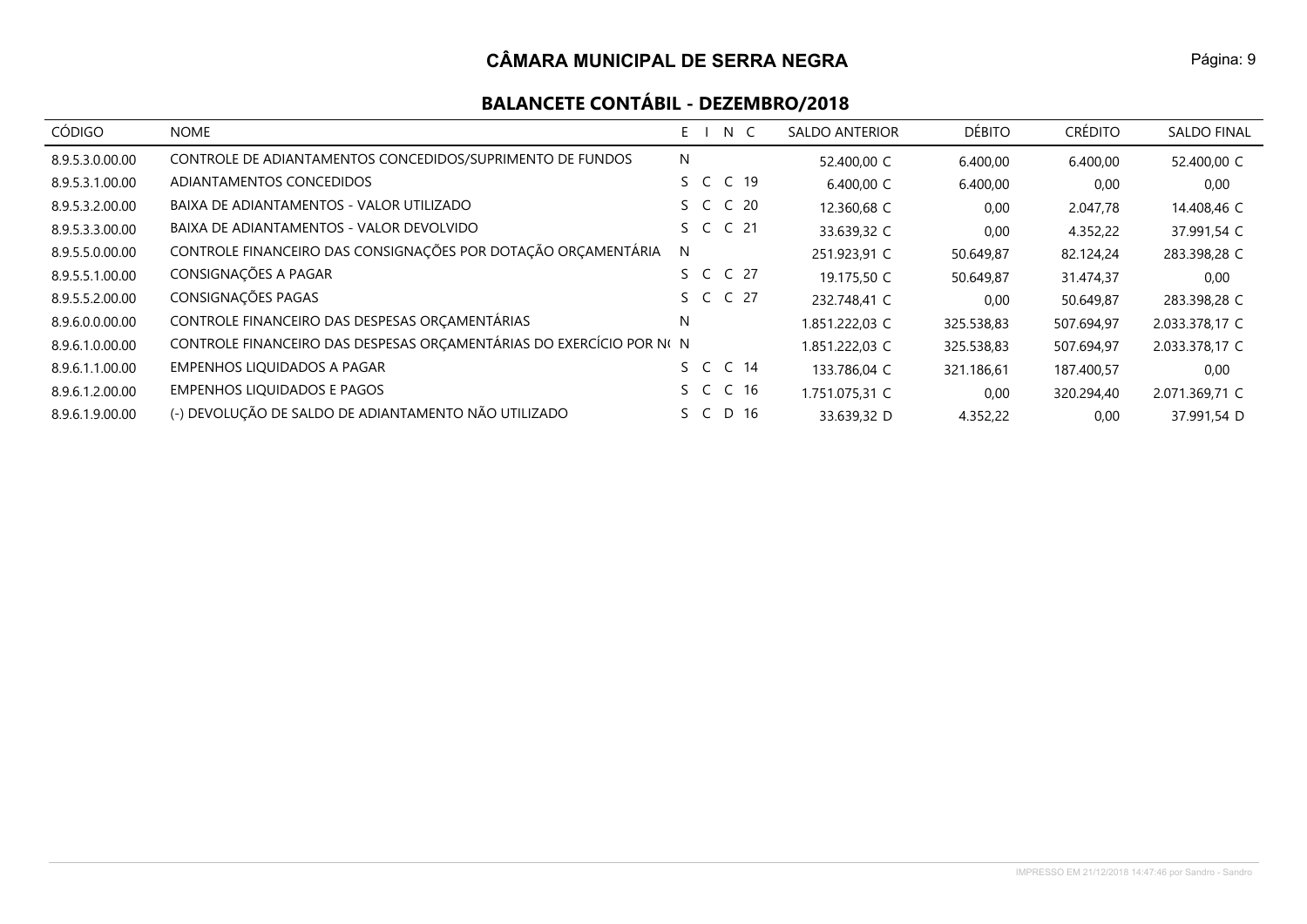# CÂMARA MUNICIPAL DE SERRA NEGRA

## BALANCETE CONTÁBIL - DEZEMBRO/2018

| CÓDIGO | NOME | E | I | N | C | SALDO ANTERIOR | DÉBITO | CRÉDITO | SALDO FINAL |
|---|---|---|---|---|---|---|---|---|---|
| 8.9.5.3.0.00.00 | CONTROLE DE ADIANTAMENTOS CONCEDIDOS/SUPRIMENTO DE FUNDOS | N | | | | 52.400,00 C | 6.400,00 | 6.400,00 | 52.400,00 C |
| 8.9.5.3.1.00.00 | ADIANTAMENTOS CONCEDIDOS | S | C | C | 19 | 6.400,00 C | 6.400,00 | 0,00 | 0,00 |
| 8.9.5.3.2.00.00 | BAIXA DE ADIANTAMENTOS - VALOR UTILIZADO | S | C | C | 20 | 12.360,68 C | 0,00 | 2.047,78 | 14.408,46 C |
| 8.9.5.3.3.00.00 | BAIXA DE ADIANTAMENTOS - VALOR DEVOLVIDO | S | C | C | 21 | 33.639,32 C | 0,00 | 4.352,22 | 37.991,54 C |
| 8.9.5.5.0.00.00 | CONTROLE FINANCEIRO DAS CONSIGNAÇÕES POR DOTAÇÃO ORÇAMENTÁRIA | N | | | | 251.923,91 C | 50.649,87 | 82.124,24 | 283.398,28 C |
| 8.9.5.5.1.00.00 | CONSIGNAÇÕES A PAGAR | S | C | C | 27 | 19.175,50 C | 50.649,87 | 31.474,37 | 0,00 |
| 8.9.5.5.2.00.00 | CONSIGNAÇÕES PAGAS | S | C | C | 27 | 232.748,41 C | 0,00 | 50.649,87 | 283.398,28 C |
| 8.9.6.0.0.00.00 | CONTROLE FINANCEIRO DAS DESPESAS ORÇAMENTÁRIAS | N | | | | 1.851.222,03 C | 325.538,83 | 507.694,97 | 2.033.378,17 C |
| 8.9.6.1.0.00.00 | CONTROLE FINANCEIRO DAS DESPESAS ORÇAMENTÁRIAS DO EXERCÍCIO POR N( | N | | | | 1.851.222,03 C | 325.538,83 | 507.694,97 | 2.033.378,17 C |
| 8.9.6.1.1.00.00 | EMPENHOS LIQUIDADOS A PAGAR | S | C | C | 14 | 133.786,04 C | 321.186,61 | 187.400,57 | 0,00 |
| 8.9.6.1.2.00.00 | EMPENHOS LIQUIDADOS E PAGOS | S | C | C | 16 | 1.751.075,31 C | 0,00 | 320.294,40 | 2.071.369,71 C |
| 8.9.6.1.9.00.00 | (-) DEVOLUÇÃO DE SALDO DE ADIANTAMENTO NÃO UTILIZADO | S | C | D | 16 | 33.639,32 D | 4.352,22 | 0,00 | 37.991,54 D |

IMPRESSO EM 21/12/2018 14:47:46 por Sandro - Sandro